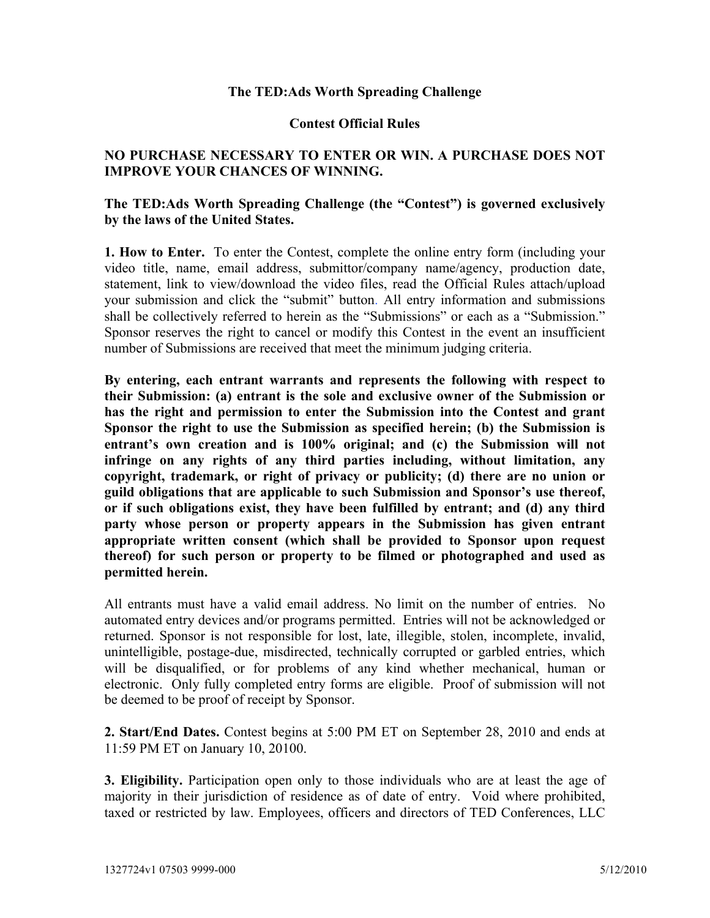**The TED:Ads Worth Spreading Challenge**

**Contest Official Rules**

**NO PURCHASE NECESSARY TO ENTER OR WIN. A PURCHASE DOES NOT IMPROVE YOUR CHANCES OF WINNING.**

**The TED:Ads Worth Spreading Challenge (the "Contest") is governed exclusively by the laws of the United States.**

**1. How to Enter.** To enter the Contest, complete the online entry form (including your video title, name, email address, submittor/company name/agency, production date, statement, link to view/download the video files, read the Official Rules attach/upload your submission and click the "submit" button. All entry information and submissions shall be collectively referred to herein as the "Submissions" or each as a "Submission." Sponsor reserves the right to cancel or modify this Contest in the event an insufficient number of Submissions are received that meet the minimum judging criteria.

**By entering, each entrant warrants and represents the following with respect to their Submission: (a) entrant is the sole and exclusive owner of the Submission or has the right and permission to enter the Submission into the Contest and grant Sponsor the right to use the Submission as specified herein; (b) the Submission is entrant's own creation and is 100% original; and (c) the Submission will not infringe on any rights of any third parties including, without limitation, any copyright, trademark, or right of privacy or publicity; (d) there are no union or guild obligations that are applicable to such Submission and Sponsor's use thereof, or if such obligations exist, they have been fulfilled by entrant; and (d) any third party whose person or property appears in the Submission has given entrant appropriate written consent (which shall be provided to Sponsor upon request thereof) for such person or property to be filmed or photographed and used as permitted herein.**

All entrants must have a valid email address. No limit on the number of entries. No automated entry devices and/or programs permitted. Entries will not be acknowledged or returned. Sponsor is not responsible for lost, late, illegible, stolen, incomplete, invalid, unintelligible, postage-due, misdirected, technically corrupted or garbled entries, which will be disqualified, or for problems of any kind whether mechanical, human or electronic. Only fully completed entry forms are eligible. Proof of submission will not be deemed to be proof of receipt by Sponsor.

**2. Start/End Dates.** Contest begins at 5:00 PM ET on September 28, 2010 and ends at 11:59 PM ET on January 10, 20100.

**3. Eligibility.** Participation open only to those individuals who are at least the age of majority in their jurisdiction of residence as of date of entry. Void where prohibited, taxed or restricted by law. Employees, officers and directors of TED Conferences, LLC

1327724v1 07503 9999-000 5/12/2010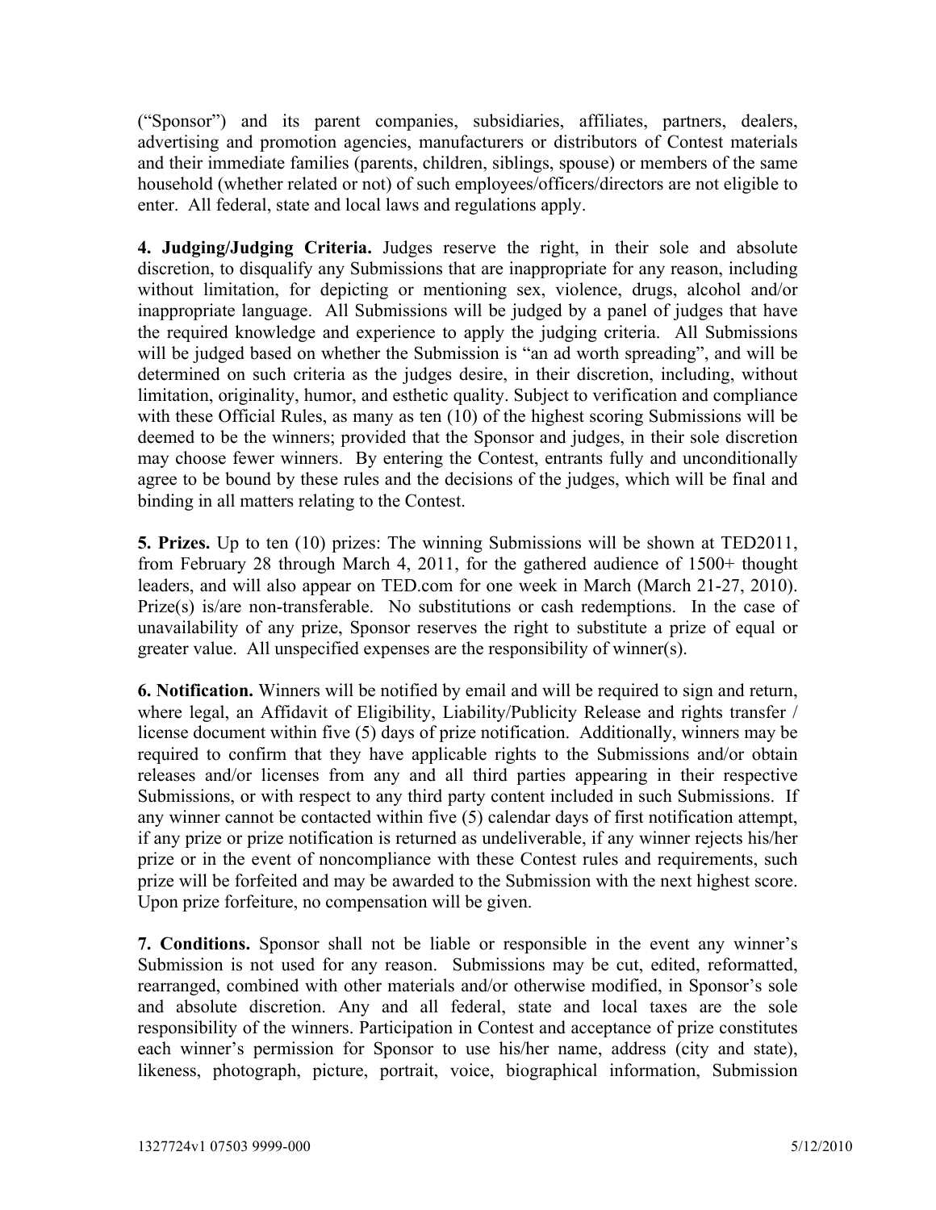(“Sponsor”) and its parent companies, subsidiaries, affiliates, partners, dealers, advertising and promotion agencies, manufacturers or distributors of Contest materials and their immediate families (parents, children, siblings, spouse) or members of the same household (whether related or not) of such employees/officers/directors are not eligible to enter. All federal, state and local laws and regulations apply.

**4. Judging/Judging Criteria.** Judges reserve the right, in their sole and absolute discretion, to disqualify any Submissions that are inappropriate for any reason, including without limitation, for depicting or mentioning sex, violence, drugs, alcohol and/or inappropriate language. All Submissions will be judged by a panel of judges that have the required knowledge and experience to apply the judging criteria. All Submissions will be judged based on whether the Submission is “an ad worth spreading”, and will be determined on such criteria as the judges desire, in their discretion, including, without limitation, originality, humor, and esthetic quality. Subject to verification and compliance with these Official Rules, as many as ten (10) of the highest scoring Submissions will be deemed to be the winners; provided that the Sponsor and judges, in their sole discretion may choose fewer winners. By entering the Contest, entrants fully and unconditionally agree to be bound by these rules and the decisions of the judges, which will be final and binding in all matters relating to the Contest.

**5. Prizes.** Up to ten (10) prizes: The winning Submissions will be shown at TED2011, from February 28 through March 4, 2011, for the gathered audience of 1500+ thought leaders, and will also appear on TED.com for one week in March (March 21-27, 2010). Prize(s) is/are non-transferable. No substitutions or cash redemptions. In the case of unavailability of any prize, Sponsor reserves the right to substitute a prize of equal or greater value. All unspecified expenses are the responsibility of winner(s).

**6. Notification.** Winners will be notified by email and will be required to sign and return, where legal, an Affidavit of Eligibility, Liability/Publicity Release and rights transfer / license document within five (5) days of prize notification. Additionally, winners may be required to confirm that they have applicable rights to the Submissions and/or obtain releases and/or licenses from any and all third parties appearing in their respective Submissions, or with respect to any third party content included in such Submissions. If any winner cannot be contacted within five (5) calendar days of first notification attempt, if any prize or prize notification is returned as undeliverable, if any winner rejects his/her prize or in the event of noncompliance with these Contest rules and requirements, such prize will be forfeited and may be awarded to the Submission with the next highest score. Upon prize forfeiture, no compensation will be given.

**7. Conditions.** Sponsor shall not be liable or responsible in the event any winner’s Submission is not used for any reason. Submissions may be cut, edited, reformatted, rearranged, combined with other materials and/or otherwise modified, in Sponsor’s sole and absolute discretion. Any and all federal, state and local taxes are the sole responsibility of the winners. Participation in Contest and acceptance of prize constitutes each winner’s permission for Sponsor to use his/her name, address (city and state), likeness, photograph, picture, portrait, voice, biographical information, Submission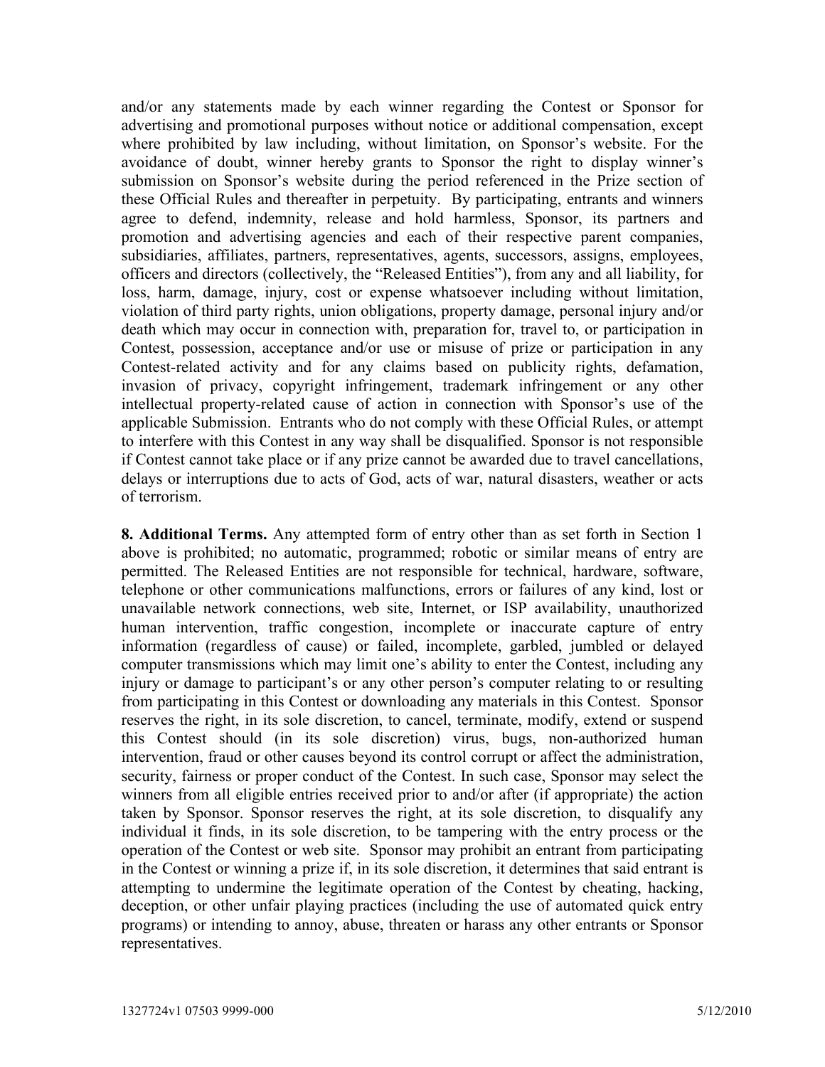and/or any statements made by each winner regarding the Contest or Sponsor for advertising and promotional purposes without notice or additional compensation, except where prohibited by law including, without limitation, on Sponsor's website. For the avoidance of doubt, winner hereby grants to Sponsor the right to display winner's submission on Sponsor's website during the period referenced in the Prize section of these Official Rules and thereafter in perpetuity. By participating, entrants and winners agree to defend, indemnity, release and hold harmless, Sponsor, its partners and promotion and advertising agencies and each of their respective parent companies, subsidiaries, affiliates, partners, representatives, agents, successors, assigns, employees, officers and directors (collectively, the "Released Entities"), from any and all liability, for loss, harm, damage, injury, cost or expense whatsoever including without limitation, violation of third party rights, union obligations, property damage, personal injury and/or death which may occur in connection with, preparation for, travel to, or participation in Contest, possession, acceptance and/or use or misuse of prize or participation in any Contest-related activity and for any claims based on publicity rights, defamation, invasion of privacy, copyright infringement, trademark infringement or any other intellectual property-related cause of action in connection with Sponsor's use of the applicable Submission. Entrants who do not comply with these Official Rules, or attempt to interfere with this Contest in any way shall be disqualified. Sponsor is not responsible if Contest cannot take place or if any prize cannot be awarded due to travel cancellations, delays or interruptions due to acts of God, acts of war, natural disasters, weather or acts of terrorism.

**8. Additional Terms.** Any attempted form of entry other than as set forth in Section 1 above is prohibited; no automatic, programmed; robotic or similar means of entry are permitted. The Released Entities are not responsible for technical, hardware, software, telephone or other communications malfunctions, errors or failures of any kind, lost or unavailable network connections, web site, Internet, or ISP availability, unauthorized human intervention, traffic congestion, incomplete or inaccurate capture of entry information (regardless of cause) or failed, incomplete, garbled, jumbled or delayed computer transmissions which may limit one's ability to enter the Contest, including any injury or damage to participant's or any other person's computer relating to or resulting from participating in this Contest or downloading any materials in this Contest. Sponsor reserves the right, in its sole discretion, to cancel, terminate, modify, extend or suspend this Contest should (in its sole discretion) virus, bugs, non-authorized human intervention, fraud or other causes beyond its control corrupt or affect the administration, security, fairness or proper conduct of the Contest. In such case, Sponsor may select the winners from all eligible entries received prior to and/or after (if appropriate) the action taken by Sponsor. Sponsor reserves the right, at its sole discretion, to disqualify any individual it finds, in its sole discretion, to be tampering with the entry process or the operation of the Contest or web site. Sponsor may prohibit an entrant from participating in the Contest or winning a prize if, in its sole discretion, it determines that said entrant is attempting to undermine the legitimate operation of the Contest by cheating, hacking, deception, or other unfair playing practices (including the use of automated quick entry programs) or intending to annoy, abuse, threaten or harass any other entrants or Sponsor representatives.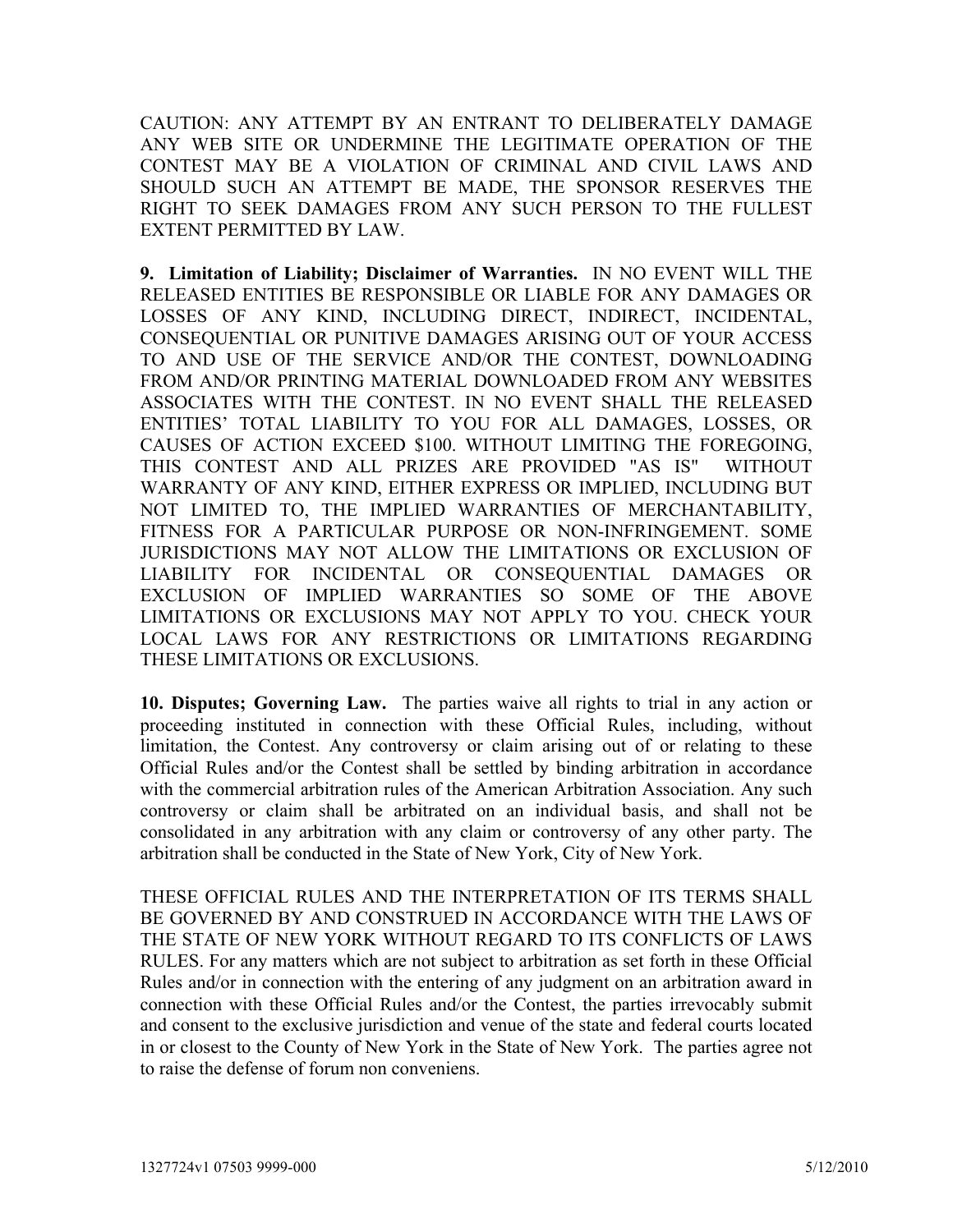CAUTION: ANY ATTEMPT BY AN ENTRANT TO DELIBERATELY DAMAGE ANY WEB SITE OR UNDERMINE THE LEGITIMATE OPERATION OF THE CONTEST MAY BE A VIOLATION OF CRIMINAL AND CIVIL LAWS AND SHOULD SUCH AN ATTEMPT BE MADE, THE SPONSOR RESERVES THE RIGHT TO SEEK DAMAGES FROM ANY SUCH PERSON TO THE FULLEST EXTENT PERMITTED BY LAW.

**9. Limitation of Liability; Disclaimer of Warranties.** IN NO EVENT WILL THE RELEASED ENTITIES BE RESPONSIBLE OR LIABLE FOR ANY DAMAGES OR LOSSES OF ANY KIND, INCLUDING DIRECT, INDIRECT, INCIDENTAL, CONSEQUENTIAL OR PUNITIVE DAMAGES ARISING OUT OF YOUR ACCESS TO AND USE OF THE SERVICE AND/OR THE CONTEST, DOWNLOADING FROM AND/OR PRINTING MATERIAL DOWNLOADED FROM ANY WEBSITES ASSOCIATES WITH THE CONTEST. IN NO EVENT SHALL THE RELEASED ENTITIES' TOTAL LIABILITY TO YOU FOR ALL DAMAGES, LOSSES, OR CAUSES OF ACTION EXCEED $100. WITHOUT LIMITING THE FOREGOING, THIS CONTEST AND ALL PRIZES ARE PROVIDED "AS IS" WITHOUT WARRANTY OF ANY KIND, EITHER EXPRESS OR IMPLIED, INCLUDING BUT NOT LIMITED TO, THE IMPLIED WARRANTIES OF MERCHANTABILITY, FITNESS FOR A PARTICULAR PURPOSE OR NON-INFRINGEMENT. SOME JURISDICTIONS MAY NOT ALLOW THE LIMITATIONS OR EXCLUSION OF LIABILITY FOR INCIDENTAL OR CONSEQUENTIAL DAMAGES OR EXCLUSION OF IMPLIED WARRANTIES SO SOME OF THE ABOVE LIMITATIONS OR EXCLUSIONS MAY NOT APPLY TO YOU. CHECK YOUR LOCAL LAWS FOR ANY RESTRICTIONS OR LIMITATIONS REGARDING THESE LIMITATIONS OR EXCLUSIONS.

**10. Disputes; Governing Law.** The parties waive all rights to trial in any action or proceeding instituted in connection with these Official Rules, including, without limitation, the Contest. Any controversy or claim arising out of or relating to these Official Rules and/or the Contest shall be settled by binding arbitration in accordance with the commercial arbitration rules of the American Arbitration Association. Any such controversy or claim shall be arbitrated on an individual basis, and shall not be consolidated in any arbitration with any claim or controversy of any other party. The arbitration shall be conducted in the State of New York, City of New York.

THESE OFFICIAL RULES AND THE INTERPRETATION OF ITS TERMS SHALL BE GOVERNED BY AND CONSTRUED IN ACCORDANCE WITH THE LAWS OF THE STATE OF NEW YORK WITHOUT REGARD TO ITS CONFLICTS OF LAWS RULES. For any matters which are not subject to arbitration as set forth in these Official Rules and/or in connection with the entering of any judgment on an arbitration award in connection with these Official Rules and/or the Contest, the parties irrevocably submit and consent to the exclusive jurisdiction and venue of the state and federal courts located in or closest to the County of New York in the State of New York. The parties agree not to raise the defense of forum non conveniens.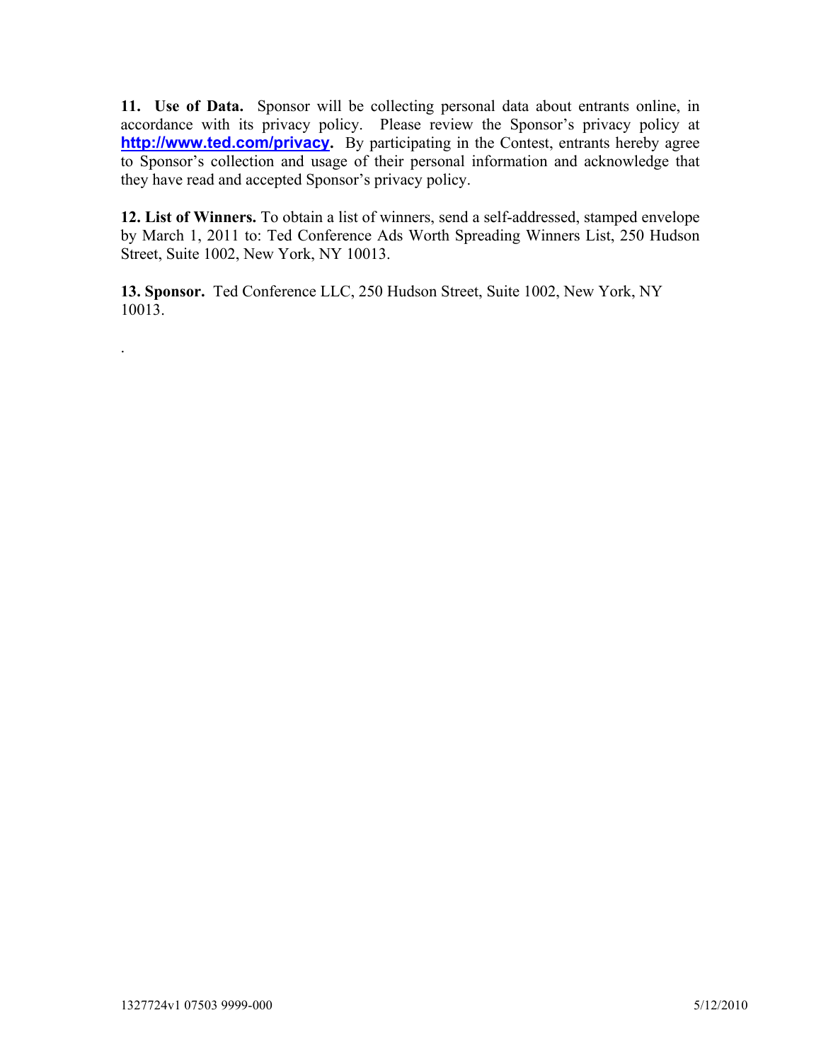**11. Use of Data.** Sponsor will be collecting personal data about entrants online, in accordance with its privacy policy. Please review the Sponsor's privacy policy at **http://www.ted.com/privacy.** By participating in the Contest, entrants hereby agree to Sponsor's collection and usage of their personal information and acknowledge that they have read and accepted Sponsor's privacy policy.

**12. List of Winners.** To obtain a list of winners, send a self-addressed, stamped envelope by March 1, 2011 to: Ted Conference Ads Worth Spreading Winners List, 250 Hudson Street, Suite 1002, New York, NY 10013.

**13. Sponsor.** Ted Conference LLC, 250 Hudson Street, Suite 1002, New York, NY 10013.

.